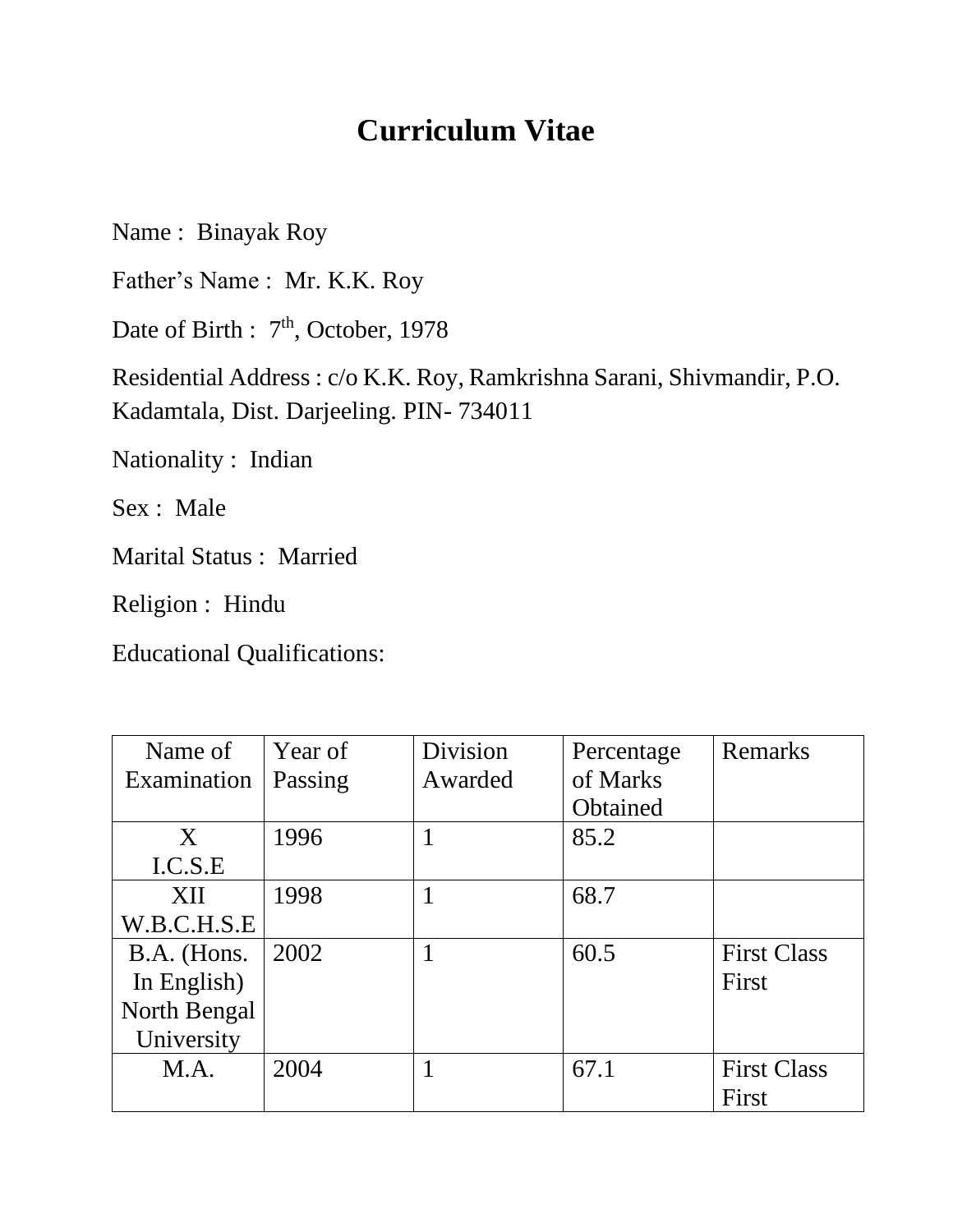# Curriculum Vitae

Name : Binayak Roy

Father's Name : Mr. K.K. Roy

Date of Birth : 7th, October, 1978

Residential Address : c/o K.K. Roy, Ramkrishna Sarani, Shivmandir, P.O. Kadamtala, Dist. Darjeeling. PIN- 734011

Nationality : Indian

Sex : Male

Marital Status : Married

Religion : Hindu

Educational Qualifications:

| Name of Examination | Year of Passing | Division Awarded | Percentage of Marks Obtained | Remarks |
|---|---|---|---|---|
| X I.C.S.E | 1996 | 1 | 85.2 | |
| XII W.B.C.H.S.E | 1998 | 1 | 68.7 | |
| B.A. (Hons. In English) North Bengal University | 2002 | 1 | 60.5 | First Class First |
| M.A. | 2004 | 1 | 67.1 | First Class First |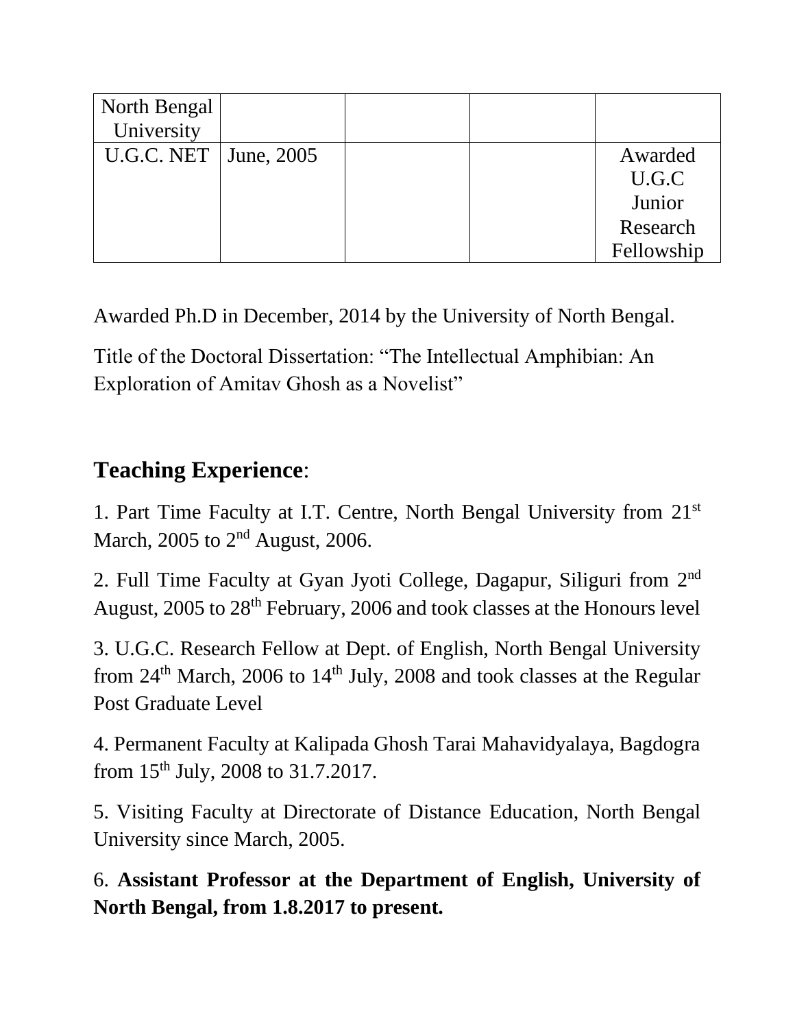| North Bengal University | | | | |
|---|---|---|---|---|
| U.G.C. NET | June, 2005 | | | Awarded U.G.C Junior Research Fellowship |

Awarded Ph.D in December, 2014 by the University of North Bengal.

Title of the Doctoral Dissertation: "The Intellectual Amphibian: An Exploration of Amitav Ghosh as a Novelist"

## Teaching Experience:

1. Part Time Faculty at I.T. Centre, North Bengal University from 21st March, 2005 to 2nd August, 2006.

2. Full Time Faculty at Gyan Jyoti College, Dagapur, Siliguri from 2nd August, 2005 to 28th February, 2006 and took classes at the Honours level

3. U.G.C. Research Fellow at Dept. of English, North Bengal University from 24th March, 2006 to 14th July, 2008 and took classes at the Regular Post Graduate Level

4. Permanent Faculty at Kalipada Ghosh Tarai Mahavidyalaya, Bagdogra from 15th July, 2008 to 31.7.2017.

5. Visiting Faculty at Directorate of Distance Education, North Bengal University since March, 2005.

6. **Assistant Professor at the Department of English, University of North Bengal, from 1.8.2017 to present.**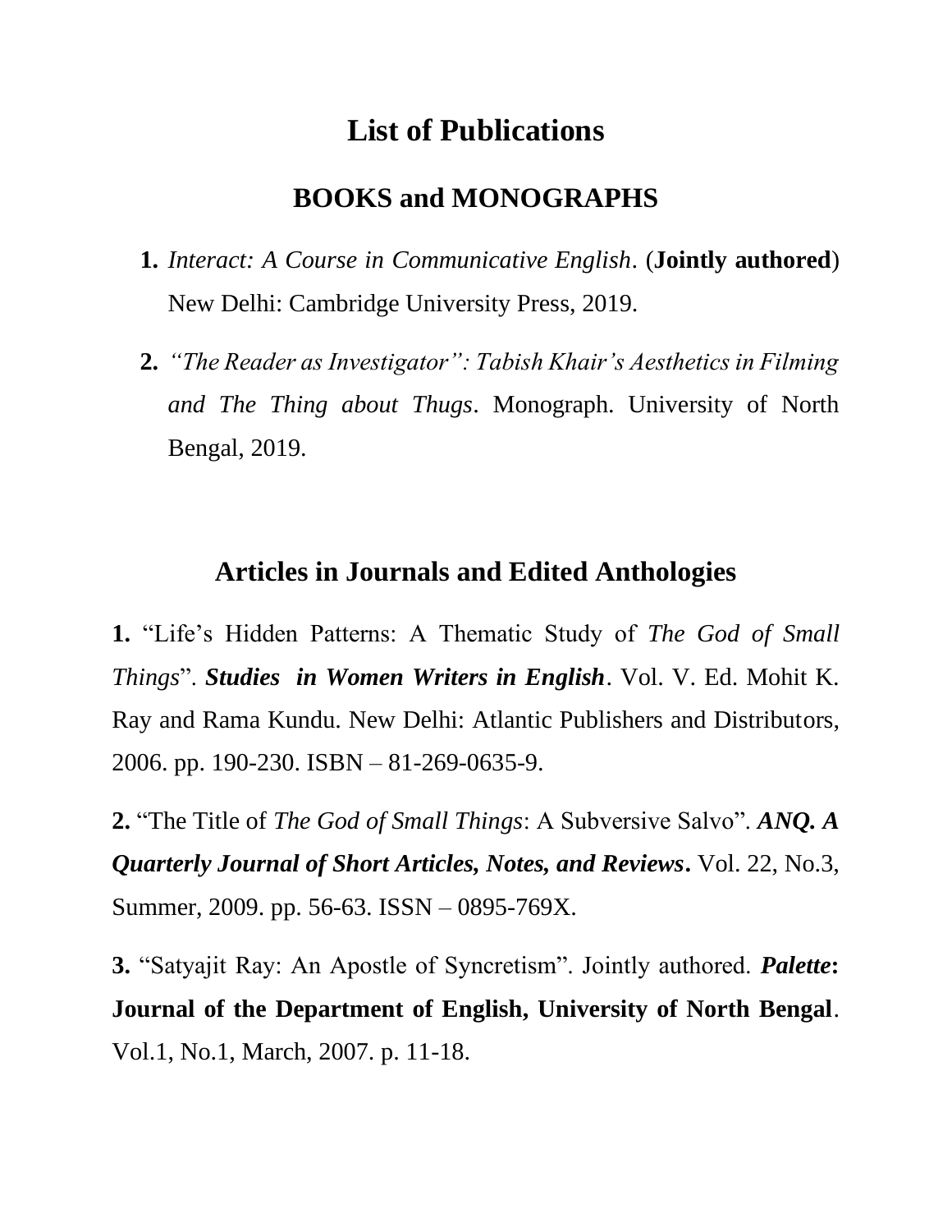# List of Publications

## BOOKS and MONOGRAPHS

1. *Interact: A Course in Communicative English*. (**Jointly authored**) New Delhi: Cambridge University Press, 2019.
2. *"The Reader as Investigator": Tabish Khair's Aesthetics in Filming and The Thing about Thugs*. Monograph. University of North Bengal, 2019.

## Articles in Journals and Edited Anthologies

**1.** "Life's Hidden Patterns: A Thematic Study of *The God of Small Things*". ***Studies in Women Writers in English***. Vol. V. Ed. Mohit K. Ray and Rama Kundu. New Delhi: Atlantic Publishers and Distributors, 2006. pp. 190-230. ISBN – 81-269-0635-9.

**2.** "The Title of *The God of Small Things*: A Subversive Salvo". ***ANQ. A Quarterly Journal of Short Articles, Notes, and Reviews*.** Vol. 22, No.3, Summer, 2009. pp. 56-63. ISSN – 0895-769X.

**3.** "Satyajit Ray: An Apostle of Syncretism". Jointly authored. ***Palette*: Journal of the Department of English, University of North Bengal**. Vol.1, No.1, March, 2007. p. 11-18.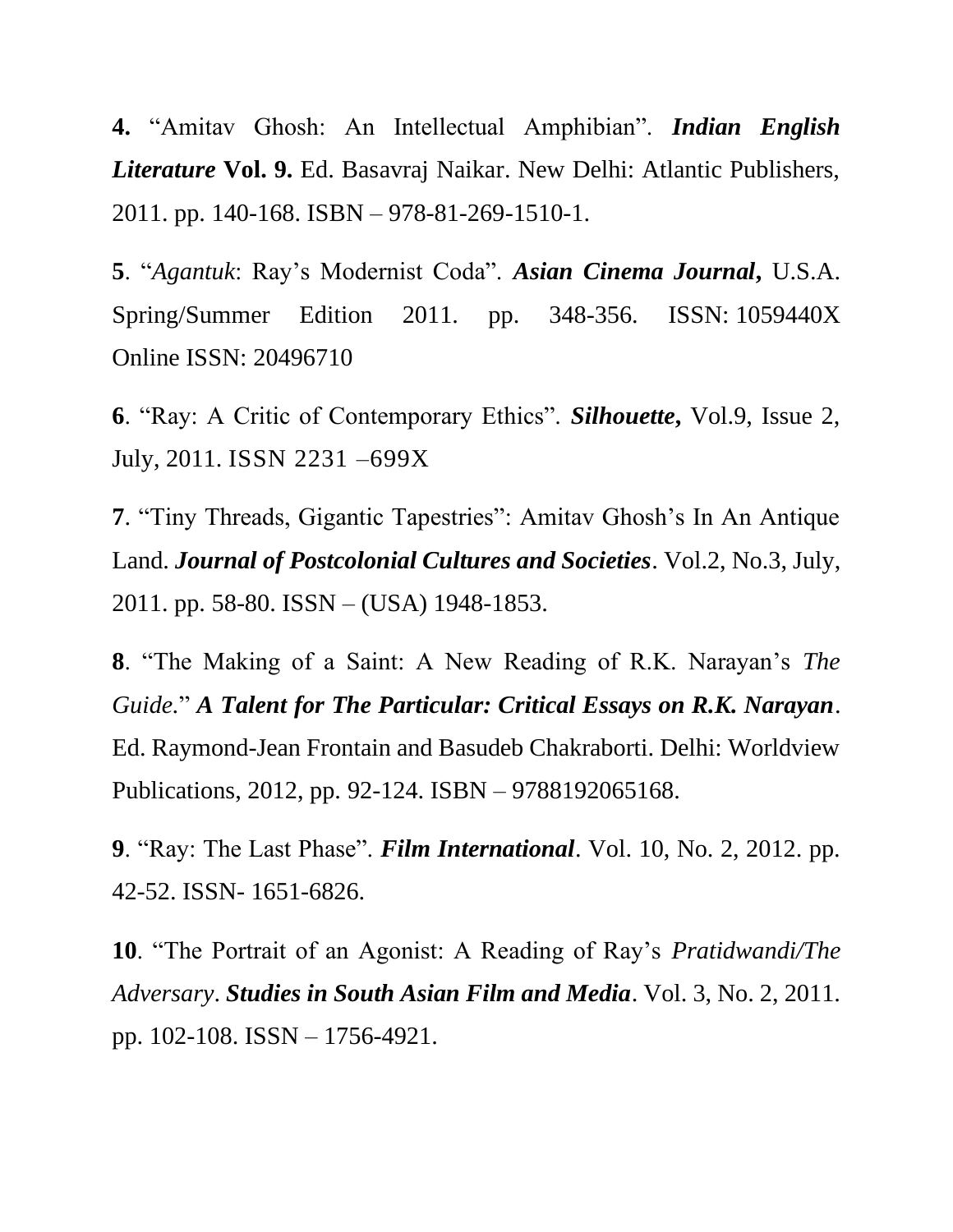**4.** "Amitav Ghosh: An Intellectual Amphibian". ***Indian English Literature*** **Vol. 9.** Ed. Basavraj Naikar. New Delhi: Atlantic Publishers, 2011. pp. 140-168. ISBN – 978-81-269-1510-1.

**5**. "*Agantuk*: Ray's Modernist Coda". ***Asian Cinema Journal*,** U.S.A. Spring/Summer Edition 2011. pp. 348-356. ISSN: 1059440X Online ISSN: 20496710

**6**. "Ray: A Critic of Contemporary Ethics". ***Silhouette*,** Vol.9, Issue 2, July, 2011. ISSN 2231 –699X

**7**. "Tiny Threads, Gigantic Tapestries": Amitav Ghosh's In An Antique Land. ***Journal of Postcolonial Cultures and Societies***. Vol.2, No.3, July, 2011. pp. 58-80. ISSN – (USA) 1948-1853.

**8**. "The Making of a Saint: A New Reading of R.K. Narayan's *The Guide.*" ***A Talent for The Particular: Critical Essays on R.K. Narayan***. Ed. Raymond-Jean Frontain and Basudeb Chakraborti. Delhi: Worldview Publications, 2012, pp. 92-124. ISBN – 9788192065168.

**9**. "Ray: The Last Phase". ***Film International***. Vol. 10, No. 2, 2012. pp. 42-52. ISSN- 1651-6826.

**10**. "The Portrait of an Agonist: A Reading of Ray's *Pratidwandi/The Adversary*. ***Studies in South Asian Film and Media***. Vol. 3, No. 2, 2011. pp. 102-108. ISSN – 1756-4921.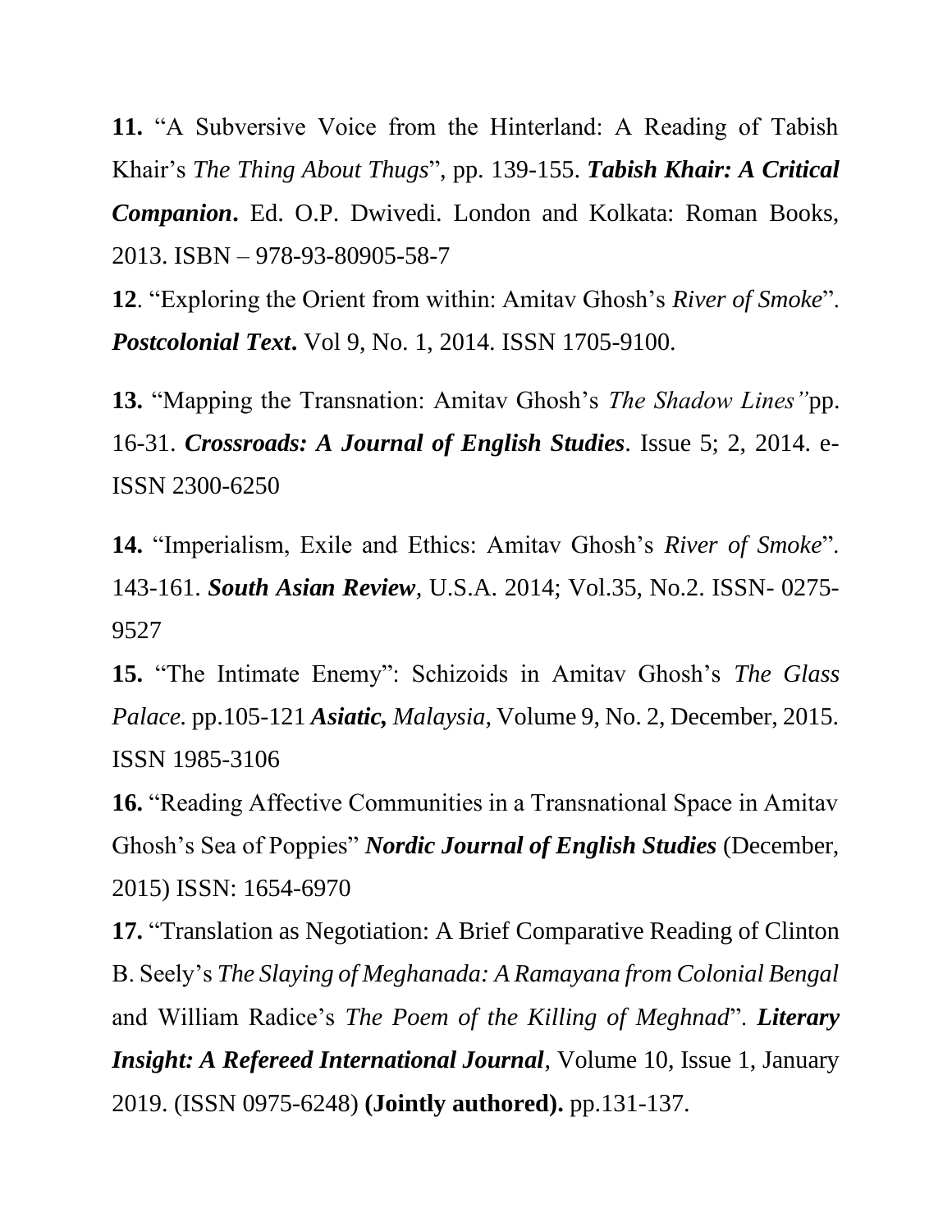**11.** "A Subversive Voice from the Hinterland: A Reading of Tabish Khair's *The Thing About Thugs*", pp. 139-155. ***Tabish Khair: A Critical Companion*.** Ed. O.P. Dwivedi. London and Kolkata: Roman Books, 2013. ISBN – 978-93-80905-58-7

**12**. "Exploring the Orient from within: Amitav Ghosh's *River of Smoke*". ***Postcolonial Text*.** Vol 9, No. 1, 2014. ISSN 1705-9100.

**13.** "Mapping the Transnation: Amitav Ghosh's *The Shadow Lines"*pp. 16-31. ***Crossroads: A Journal of English Studies***. Issue 5; 2, 2014. e-ISSN 2300-6250

**14.** "Imperialism, Exile and Ethics: Amitav Ghosh's *River of Smoke*". 143-161. ***South Asian Review***, U.S.A. 2014; Vol.35, No.2. ISSN- 0275-9527

**15.** "The Intimate Enemy": Schizoids in Amitav Ghosh's *The Glass Palace.* pp.105-121 ***Asiatic,*** *Malaysia,* Volume 9, No. 2, December, 2015. ISSN 1985-3106

**16.** "Reading Affective Communities in a Transnational Space in Amitav Ghosh's Sea of Poppies" ***Nordic Journal of English Studies*** (December, 2015) ISSN: 1654-6970

**17.** "Translation as Negotiation: A Brief Comparative Reading of Clinton B. Seely's *The Slaying of Meghanada: A Ramayana from Colonial Bengal* and William Radice's *The Poem of the Killing of Meghnad*". ***Literary Insight: A Refereed International Journal***, Volume 10, Issue 1, January 2019. (ISSN 0975-6248) **(Jointly authored).** pp.131-137.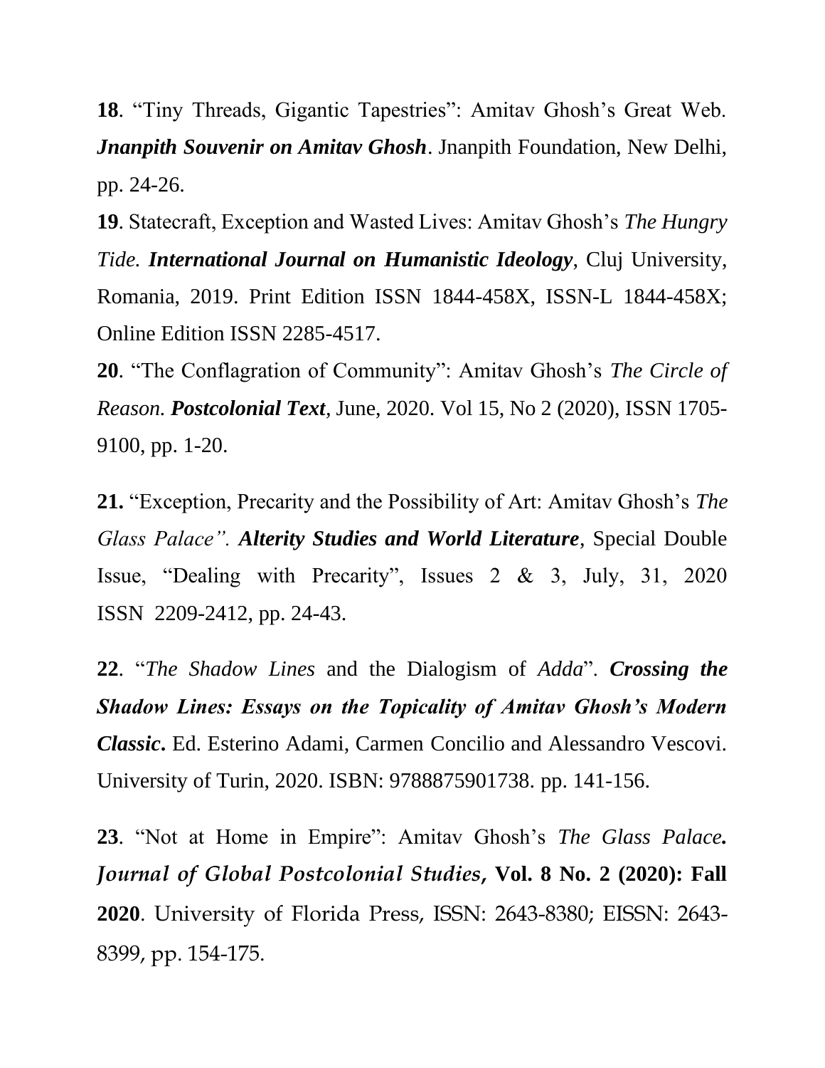**18**. "Tiny Threads, Gigantic Tapestries": Amitav Ghosh's Great Web. ***Jnanpith Souvenir on Amitav Ghosh***. Jnanpith Foundation, New Delhi, pp. 24-26.

**19**. Statecraft, Exception and Wasted Lives: Amitav Ghosh's *The Hungry Tide*. ***International Journal on Humanistic Ideology***, Cluj University, Romania, 2019. Print Edition ISSN 1844-458X, ISSN-L 1844-458X; Online Edition ISSN 2285-4517.

**20**. "The Conflagration of Community": Amitav Ghosh's *The Circle of Reason*. ***Postcolonial Text***, June, 2020. Vol 15, No 2 (2020), ISSN 1705-9100, pp. 1-20.

**21.** "Exception, Precarity and the Possibility of Art: Amitav Ghosh's *The Glass Palace"*. ***Alterity Studies and World Literature***, Special Double Issue, "Dealing with Precarity", Issues 2 & 3, July, 31, 2020 ISSN 2209-2412, pp. 24-43.

**22**. "*The Shadow Lines* and the Dialogism of *Adda*". ***Crossing the Shadow Lines: Essays on the Topicality of Amitav Ghosh's Modern Classic***. Ed. Esterino Adami, Carmen Concilio and Alessandro Vescovi. University of Turin, 2020. ISBN: 9788875901738. pp. 141-156.

**23**. "Not at Home in Empire": Amitav Ghosh's *The Glass Palace*. ***Journal of Global Postcolonial Studies*, Vol. 8 No. 2 (2020): Fall 2020**. University of Florida Press, ISSN: 2643-8380; EISSN: 2643-8399, pp. 154-175.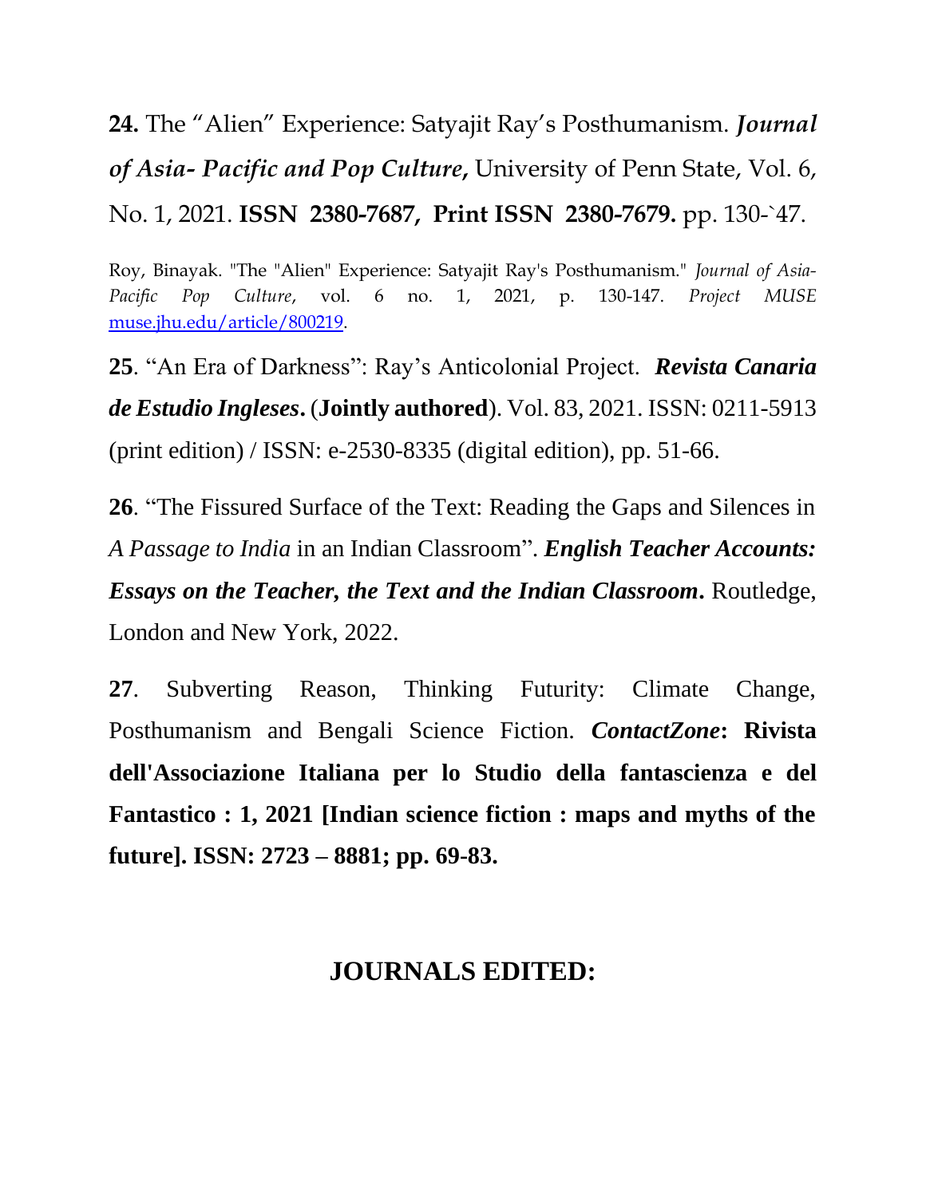**24.** The "Alien" Experience: Satyajit Ray's Posthumanism. ***Journal of Asia- Pacific and Pop Culture,*** University of Penn State, Vol. 6, No. 1, 2021. **ISSN 2380-7687, Print ISSN 2380-7679.** pp. 130-`47.

Roy, Binayak. "The "Alien" Experience: Satyajit Ray's Posthumanism." *Journal of Asia-Pacific Pop Culture*, vol. 6 no. 1, 2021, p. 130-147. *Project MUSE* muse.jhu.edu/article/800219.

**25**. "An Era of Darkness": Ray's Anticolonial Project. ***Revista Canaria de Estudio Ingleses*.** (**Jointly authored**). Vol. 83, 2021. ISSN: 0211-5913 (print edition) / ISSN: e-2530-8335 (digital edition), pp. 51-66.

**26**. "The Fissured Surface of the Text: Reading the Gaps and Silences in *A Passage to India* in an Indian Classroom". ***English Teacher Accounts: Essays on the Teacher, the Text and the Indian Classroom*.** Routledge, London and New York, 2022.

**27**. Subverting Reason, Thinking Futurity: Climate Change, Posthumanism and Bengali Science Fiction. ***ContactZone*: Rivista dell'Associazione Italiana per lo Studio della fantascienza e del Fantastico : 1, 2021 [Indian science fiction : maps and myths of the future]. ISSN: 2723 – 8881; pp. 69-83.**

## JOURNALS EDITED: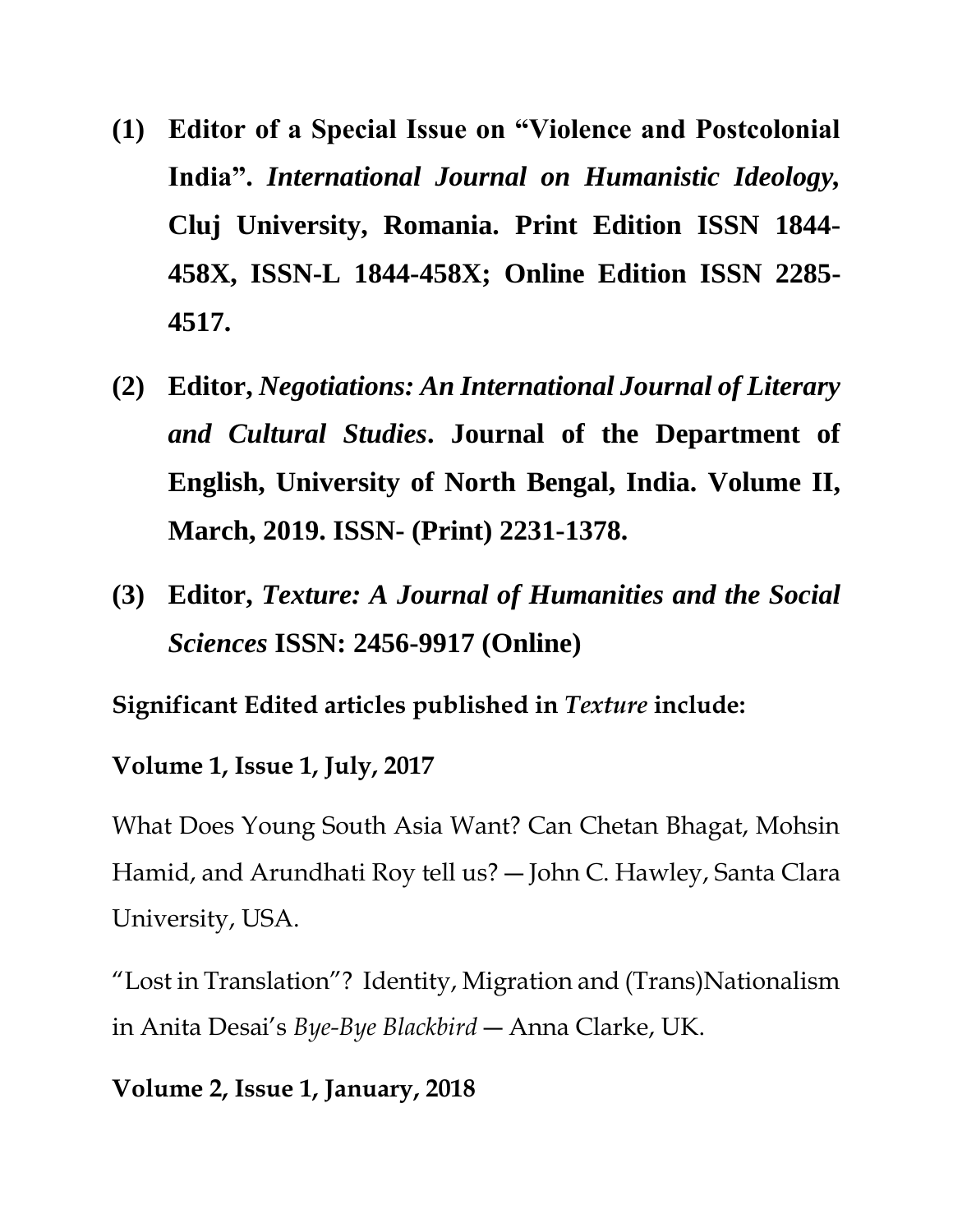(1) **Editor of a Special Issue on "Violence and Postcolonial India".** ***International Journal on Humanistic Ideology,*** **Cluj University, Romania. Print Edition ISSN 1844-458X, ISSN-L 1844-458X; Online Edition ISSN 2285-4517.**

(2) **Editor,** ***Negotiations: An International Journal of Literary and Cultural Studies*****. Journal of the Department of English, University of North Bengal, India. Volume II, March, 2019. ISSN- (Print) 2231-1378.**

(3) **Editor,** ***Texture: A Journal of Humanities and the Social Sciences*** **ISSN: 2456-9917 (Online)**

**Significant Edited articles published in *Texture* include:**

**Volume 1, Issue 1, July, 2017**

What Does Young South Asia Want? Can Chetan Bhagat, Mohsin Hamid, and Arundhati Roy tell us? — John C. Hawley, Santa Clara University, USA.

"Lost in Translation"? Identity, Migration and (Trans)Nationalism in Anita Desai's *Bye-Bye Blackbird* — Anna Clarke, UK.

**Volume 2, Issue 1, January, 2018**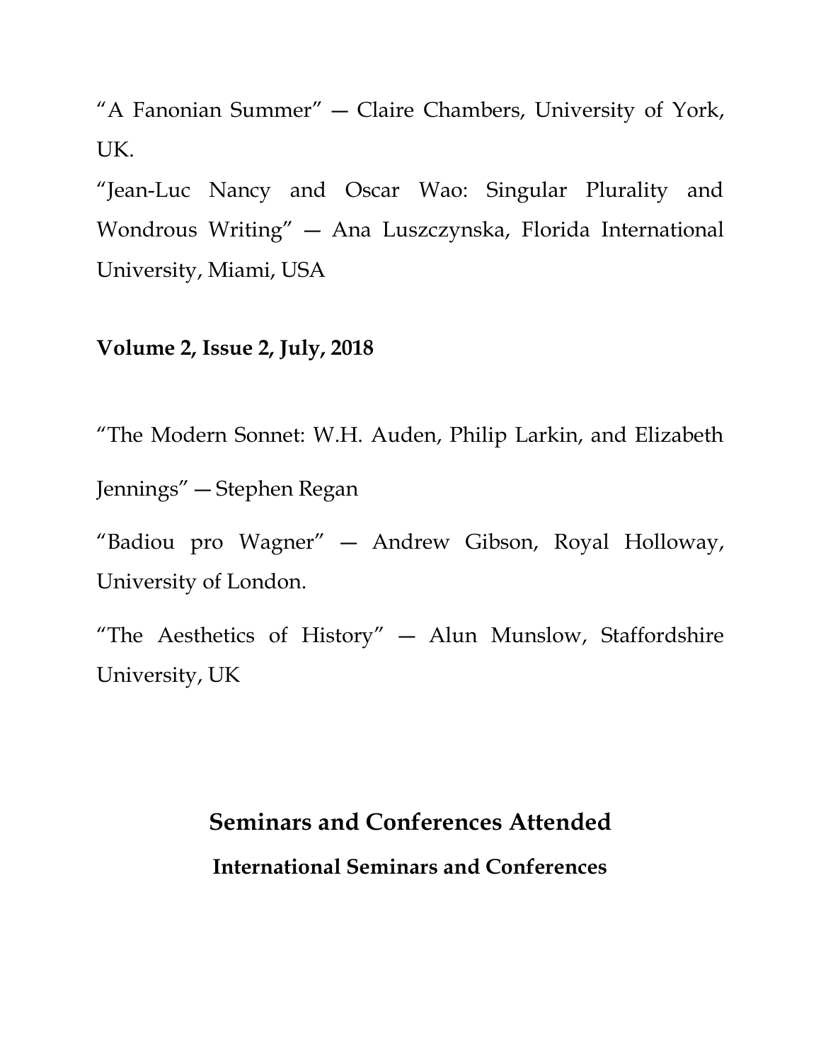“A Fanonian Summer” — Claire Chambers, University of York, UK.

“Jean-Luc Nancy and Oscar Wao: Singular Plurality and Wondrous Writing” — Ana Luszczynska, Florida International University, Miami, USA

**Volume 2, Issue 2, July, 2018**

“The Modern Sonnet: W.H. Auden, Philip Larkin, and Elizabeth Jennings” — Stephen Regan

“Badiou pro Wagner” — Andrew Gibson, Royal Holloway, University of London.

“The Aesthetics of History” — Alun Munslow, Staffordshire University, UK

## Seminars and Conferences Attended

### International Seminars and Conferences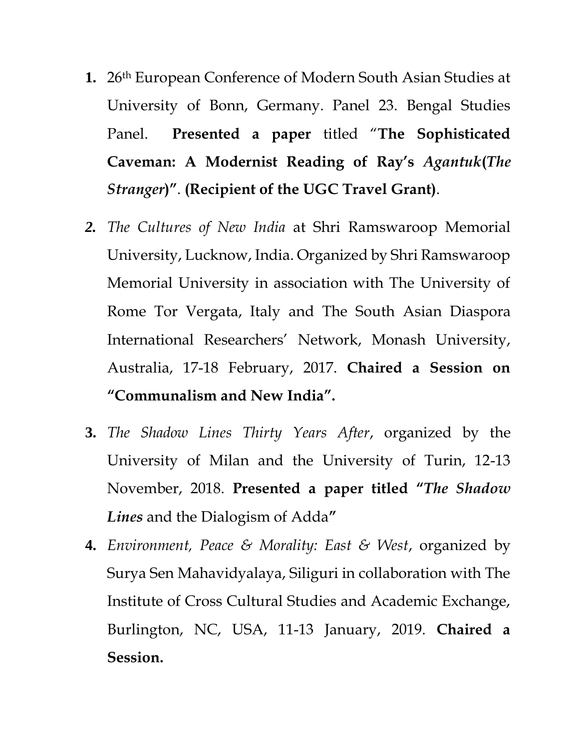1. 26th European Conference of Modern South Asian Studies at University of Bonn, Germany. Panel 23. Bengal Studies Panel. **Presented a paper** titled "**The Sophisticated Caveman: A Modernist Reading of Ray's *Agantuk*(*The Stranger*)"**. **(Recipient of the UGC Travel Grant)**.

2. *The Cultures of New India* at Shri Ramswaroop Memorial University, Lucknow, India. Organized by Shri Ramswaroop Memorial University in association with The University of Rome Tor Vergata, Italy and The South Asian Diaspora International Researchers' Network, Monash University, Australia, 17-18 February, 2017. **Chaired a Session on "Communalism and New India".**

3. *The Shadow Lines Thirty Years After*, organized by the University of Milan and the University of Turin, 12-13 November, 2018. **Presented a paper titled "*The Shadow Lines*** and the Dialogism of Adda**"**

4. *Environment, Peace & Morality: East & West*, organized by Surya Sen Mahavidyalaya, Siliguri in collaboration with The Institute of Cross Cultural Studies and Academic Exchange, Burlington, NC, USA, 11-13 January, 2019. **Chaired a Session.**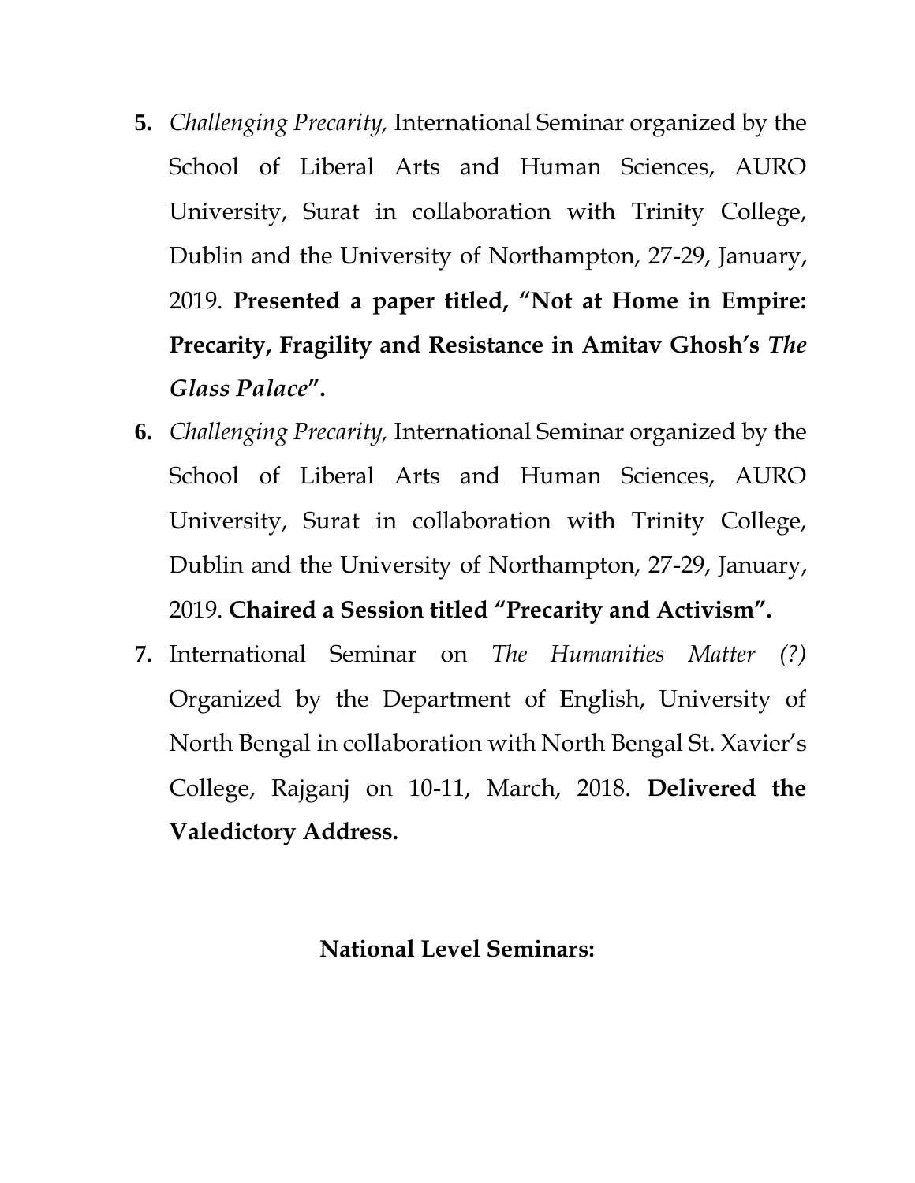5. *Challenging Precarity,* International Seminar organized by the School of Liberal Arts and Human Sciences, AURO University, Surat in collaboration with Trinity College, Dublin and the University of Northampton, 27-29, January, 2019. **Presented a paper titled, "Not at Home in Empire: Precarity, Fragility and Resistance in Amitav Ghosh's *The Glass Palace*".**
6. *Challenging Precarity,* International Seminar organized by the School of Liberal Arts and Human Sciences, AURO University, Surat in collaboration with Trinity College, Dublin and the University of Northampton, 27-29, January, 2019. **Chaired a Session titled "Precarity and Activism".**
7. International Seminar on *The Humanities Matter (?)* Organized by the Department of English, University of North Bengal in collaboration with North Bengal St. Xavier's College, Rajganj on 10-11, March, 2018. **Delivered the Valedictory Address.**

## National Level Seminars: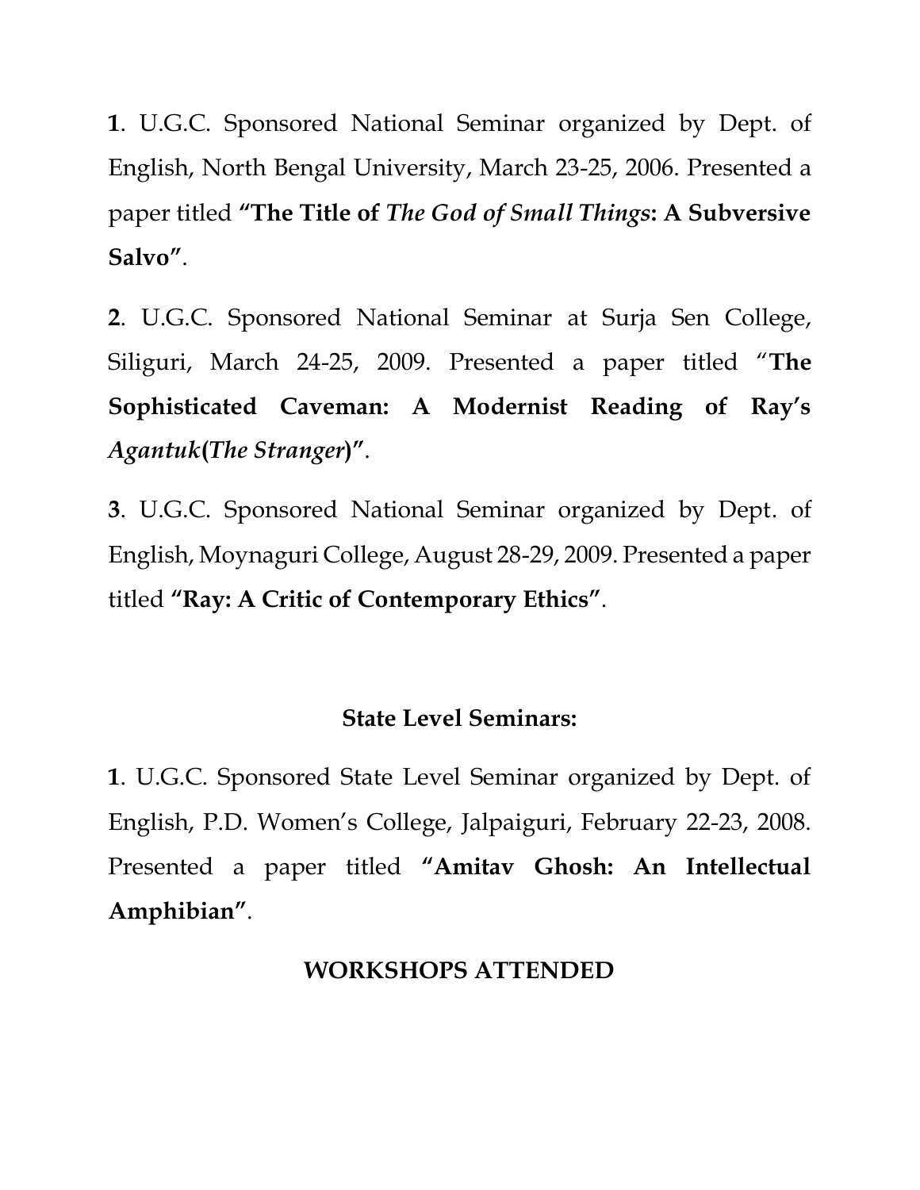**1**. U.G.C. Sponsored National Seminar organized by Dept. of English, North Bengal University, March 23-25, 2006. Presented a paper titled **"The Title of *The God of Small Things*: A Subversive Salvo"**.

**2**. U.G.C. Sponsored National Seminar at Surja Sen College, Siliguri, March 24-25, 2009. Presented a paper titled "**The Sophisticated Caveman: A Modernist Reading of Ray's *Agantuk*(*The Stranger*)"**.

**3**. U.G.C. Sponsored National Seminar organized by Dept. of English, Moynaguri College, August 28-29, 2009. Presented a paper titled **"Ray: A Critic of Contemporary Ethics"**.

### State Level Seminars:

**1**. U.G.C. Sponsored State Level Seminar organized by Dept. of English, P.D. Women's College, Jalpaiguri, February 22-23, 2008. Presented a paper titled **"Amitav Ghosh: An Intellectual Amphibian"**.

## WORKSHOPS ATTENDED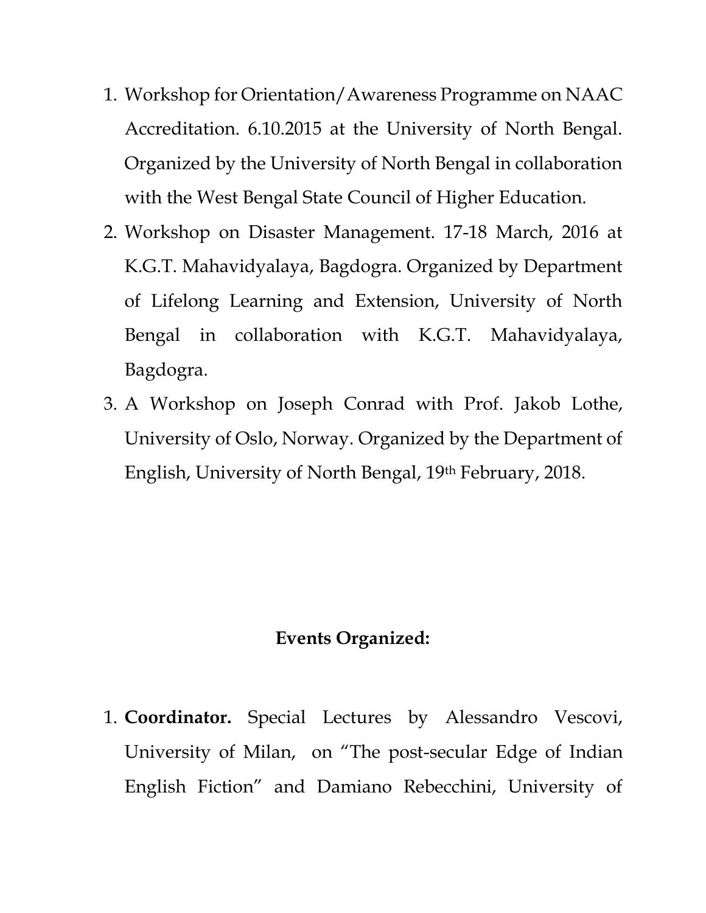1. Workshop for Orientation/Awareness Programme on NAAC Accreditation. 6.10.2015 at the University of North Bengal. Organized by the University of North Bengal in collaboration with the West Bengal State Council of Higher Education.
2. Workshop on Disaster Management. 17-18 March, 2016 at K.G.T. Mahavidyalaya, Bagdogra. Organized by Department of Lifelong Learning and Extension, University of North Bengal in collaboration with K.G.T. Mahavidyalaya, Bagdogra.
3. A Workshop on Joseph Conrad with Prof. Jakob Lothe, University of Oslo, Norway. Organized by the Department of English, University of North Bengal, 19th February, 2018.

## Events Organized:

1. **Coordinator.** Special Lectures by Alessandro Vescovi, University of Milan, on "The post-secular Edge of Indian English Fiction" and Damiano Rebecchini, University of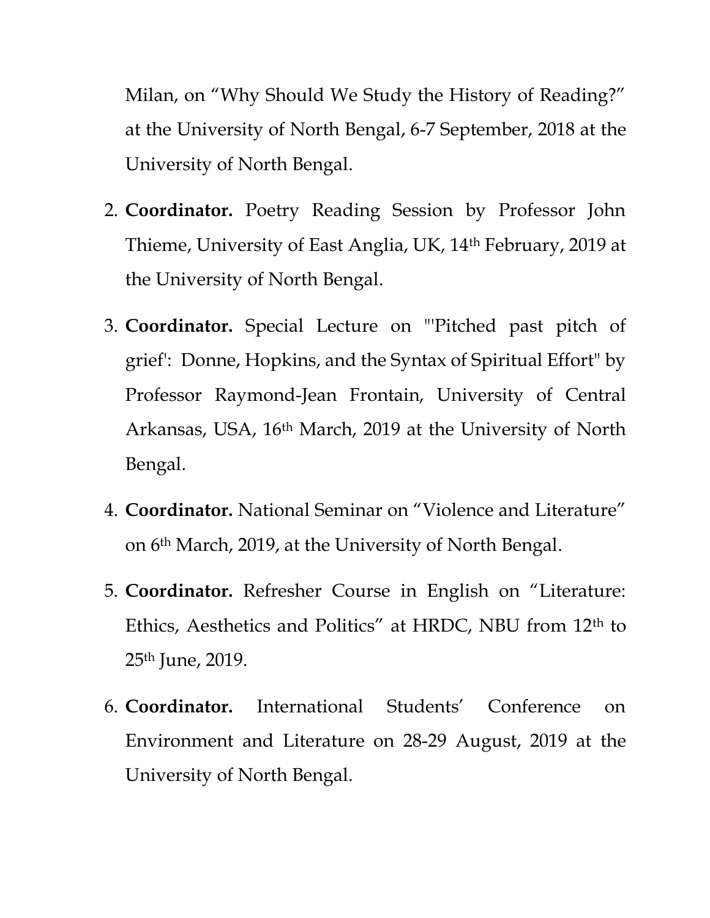Milan, on “Why Should We Study the History of Reading?” at the University of North Bengal, 6-7 September, 2018 at the University of North Bengal.

2. **Coordinator.** Poetry Reading Session by Professor John Thieme, University of East Anglia, UK, 14th February, 2019 at the University of North Bengal.

3. **Coordinator.** Special Lecture on "'Pitched past pitch of grief': Donne, Hopkins, and the Syntax of Spiritual Effort" by Professor Raymond-Jean Frontain, University of Central Arkansas, USA, 16th March, 2019 at the University of North Bengal.

4. **Coordinator.** National Seminar on “Violence and Literature” on 6th March, 2019, at the University of North Bengal.

5. **Coordinator.** Refresher Course in English on “Literature: Ethics, Aesthetics and Politics” at HRDC, NBU from 12th to 25th June, 2019.

6. **Coordinator.** International Students’ Conference on Environment and Literature on 28-29 August, 2019 at the University of North Bengal.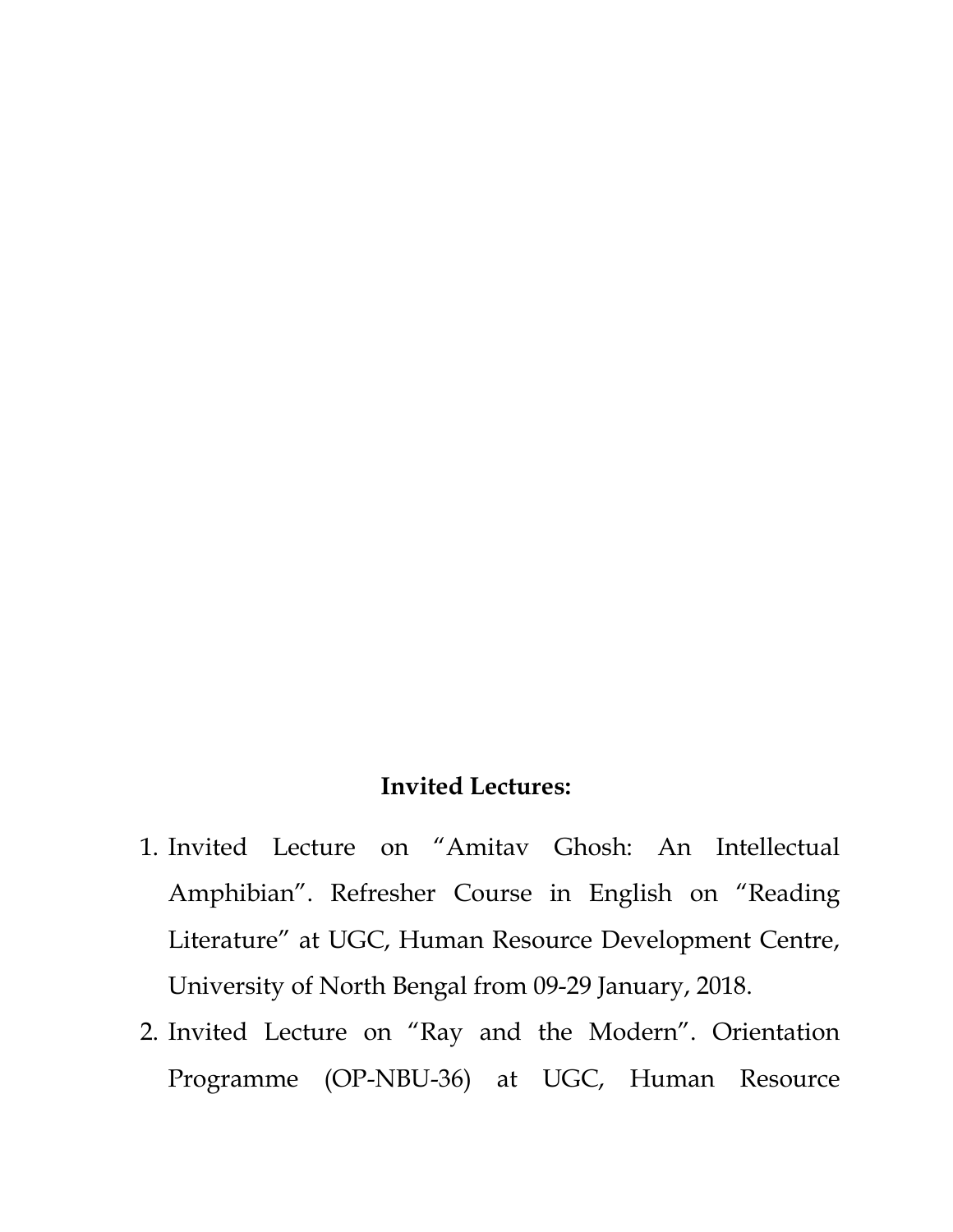**Invited Lectures:**

1. Invited Lecture on "Amitav Ghosh: An Intellectual Amphibian". Refresher Course in English on "Reading Literature" at UGC, Human Resource Development Centre, University of North Bengal from 09-29 January, 2018.
2. Invited Lecture on "Ray and the Modern". Orientation Programme (OP-NBU-36) at UGC, Human Resource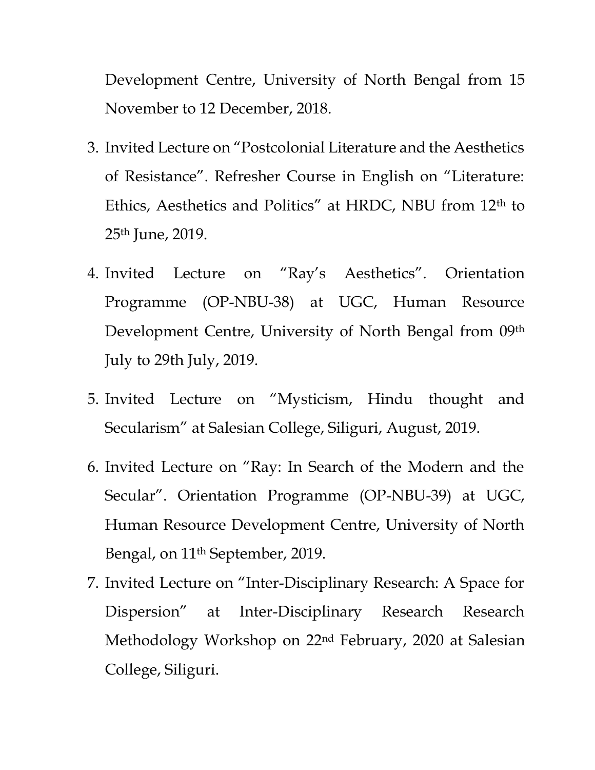Development Centre, University of North Bengal from 15 November to 12 December, 2018.

3. Invited Lecture on "Postcolonial Literature and the Aesthetics of Resistance". Refresher Course in English on "Literature: Ethics, Aesthetics and Politics" at HRDC, NBU from 12th to 25th June, 2019.
4. Invited Lecture on "Ray's Aesthetics". Orientation Programme (OP-NBU-38) at UGC, Human Resource Development Centre, University of North Bengal from 09th July to 29th July, 2019.
5. Invited Lecture on "Mysticism, Hindu thought and Secularism" at Salesian College, Siliguri, August, 2019.
6. Invited Lecture on "Ray: In Search of the Modern and the Secular". Orientation Programme (OP-NBU-39) at UGC, Human Resource Development Centre, University of North Bengal, on 11th September, 2019.
7. Invited Lecture on "Inter-Disciplinary Research: A Space for Dispersion" at Inter-Disciplinary Research Research Methodology Workshop on 22nd February, 2020 at Salesian College, Siliguri.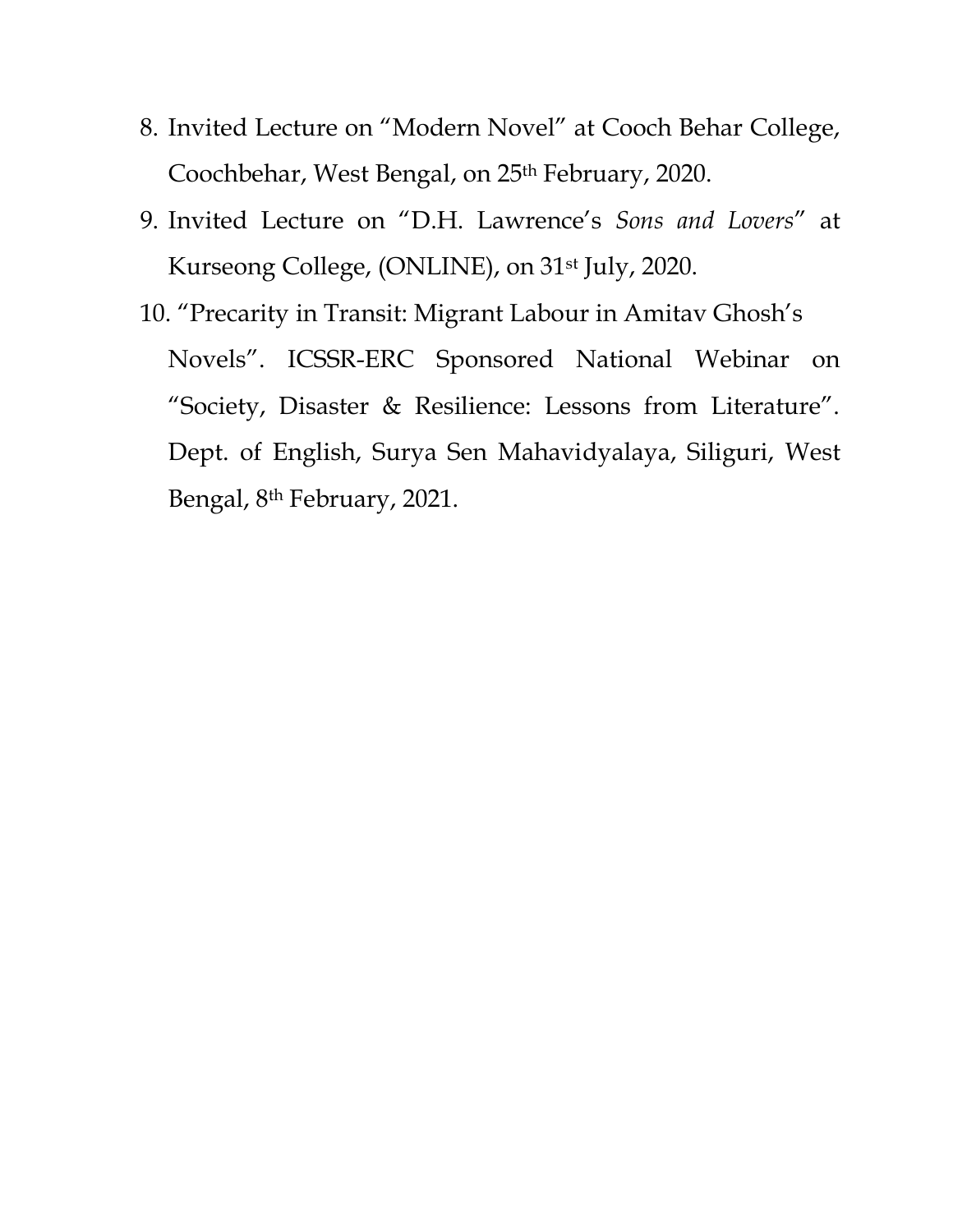8. Invited Lecture on "Modern Novel" at Cooch Behar College, Coochbehar, West Bengal, on 25th February, 2020.
9. Invited Lecture on "D.H. Lawrence's *Sons and Lovers*" at Kurseong College, (ONLINE), on 31st July, 2020.
10. "Precarity in Transit: Migrant Labour in Amitav Ghosh's Novels". ICSSR-ERC Sponsored National Webinar on "Society, Disaster & Resilience: Lessons from Literature". Dept. of English, Surya Sen Mahavidyalaya, Siliguri, West Bengal, 8th February, 2021.